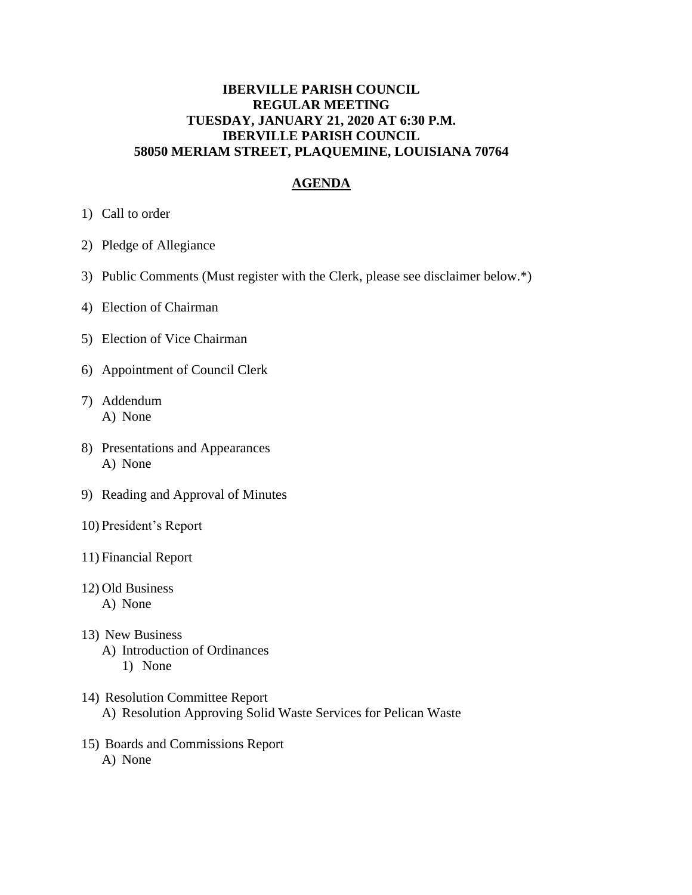**IBERVILLE PARISH COUNCIL**
**REGULAR MEETING**
**TUESDAY, JANUARY 21, 2020 AT 6:30 P.M.**
**IBERVILLE PARISH COUNCIL**
**58050 MERIAM STREET, PLAQUEMINE, LOUISIANA 70764**

## AGENDA

1) Call to order

2) Pledge of Allegiance

3) Public Comments (Must register with the Clerk, please see disclaimer below.*)

4) Election of Chairman

5) Election of Vice Chairman

6) Appointment of Council Clerk

7) Addendum
   A) None

8) Presentations and Appearances
   A) None

9) Reading and Approval of Minutes

10) President's Report

11) Financial Report

12) Old Business
   A) None

13) New Business
   A) Introduction of Ordinances
      1) None

14) Resolution Committee Report
   A) Resolution Approving Solid Waste Services for Pelican Waste

15) Boards and Commissions Report
   A) None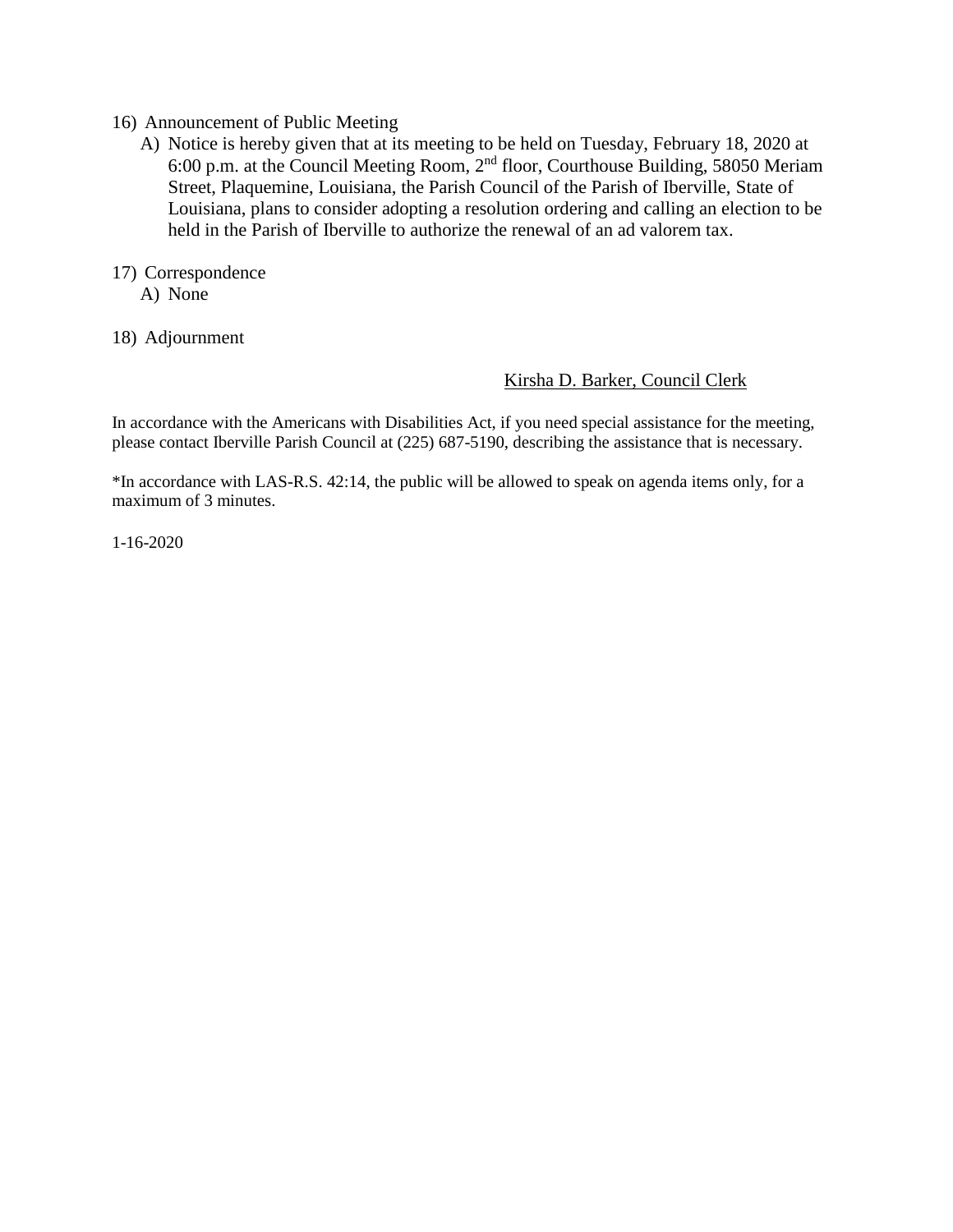16) Announcement of Public Meeting

   A) Notice is hereby given that at its meeting to be held on Tuesday, February 18, 2020 at 6:00 p.m. at the Council Meeting Room, 2nd floor, Courthouse Building, 58050 Meriam Street, Plaquemine, Louisiana, the Parish Council of the Parish of Iberville, State of Louisiana, plans to consider adopting a resolution ordering and calling an election to be held in the Parish of Iberville to authorize the renewal of an ad valorem tax.

17) Correspondence

   A) None

18) Adjournment

Kirsha D. Barker, Council Clerk

In accordance with the Americans with Disabilities Act, if you need special assistance for the meeting, please contact Iberville Parish Council at (225) 687-5190, describing the assistance that is necessary.

*In accordance with LAS-R.S. 42:14, the public will be allowed to speak on agenda items only, for a maximum of 3 minutes.

1-16-2020